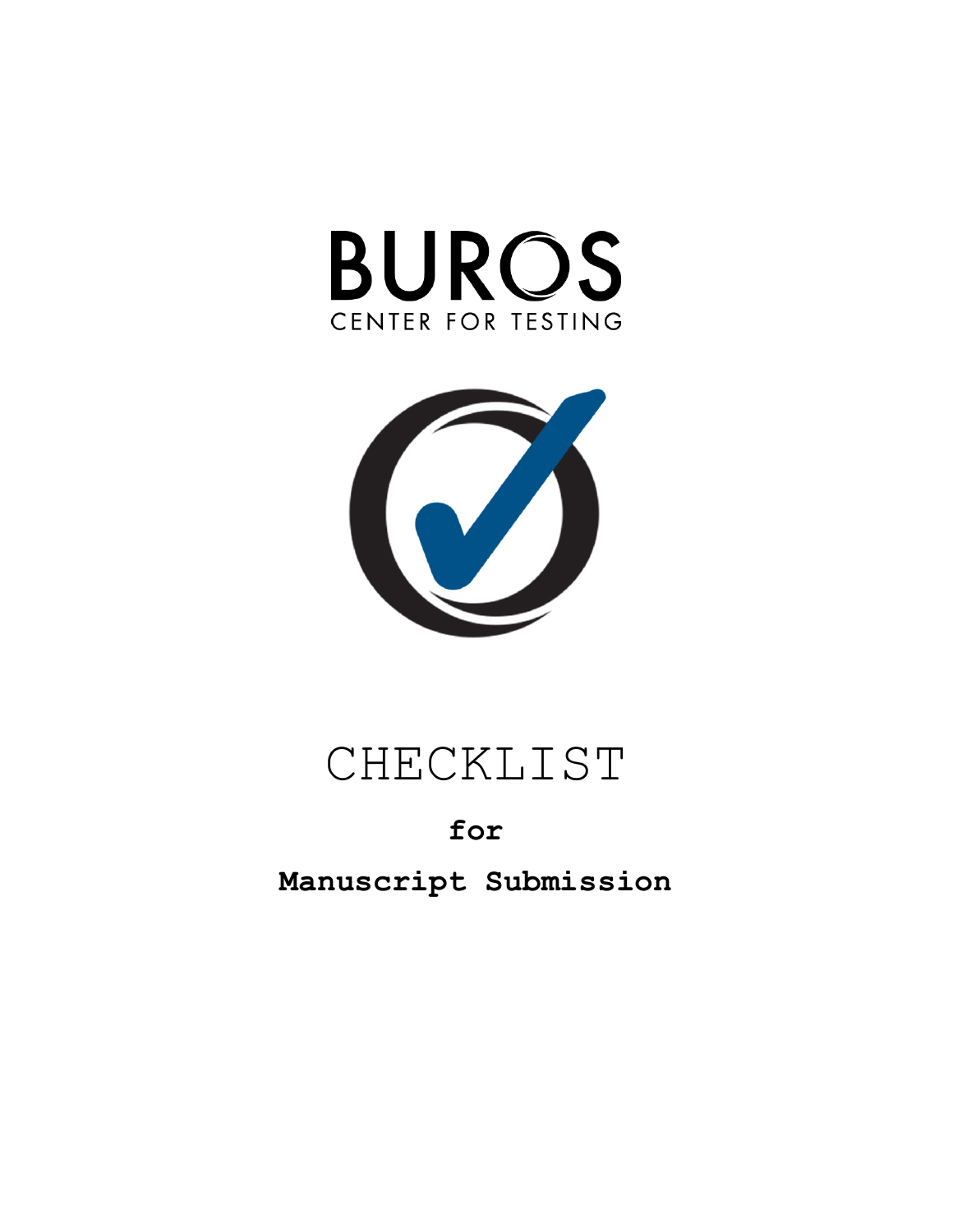BUROS

CENTER FOR TESTING

# CHECKLIST

**for**

**Manuscript Submission**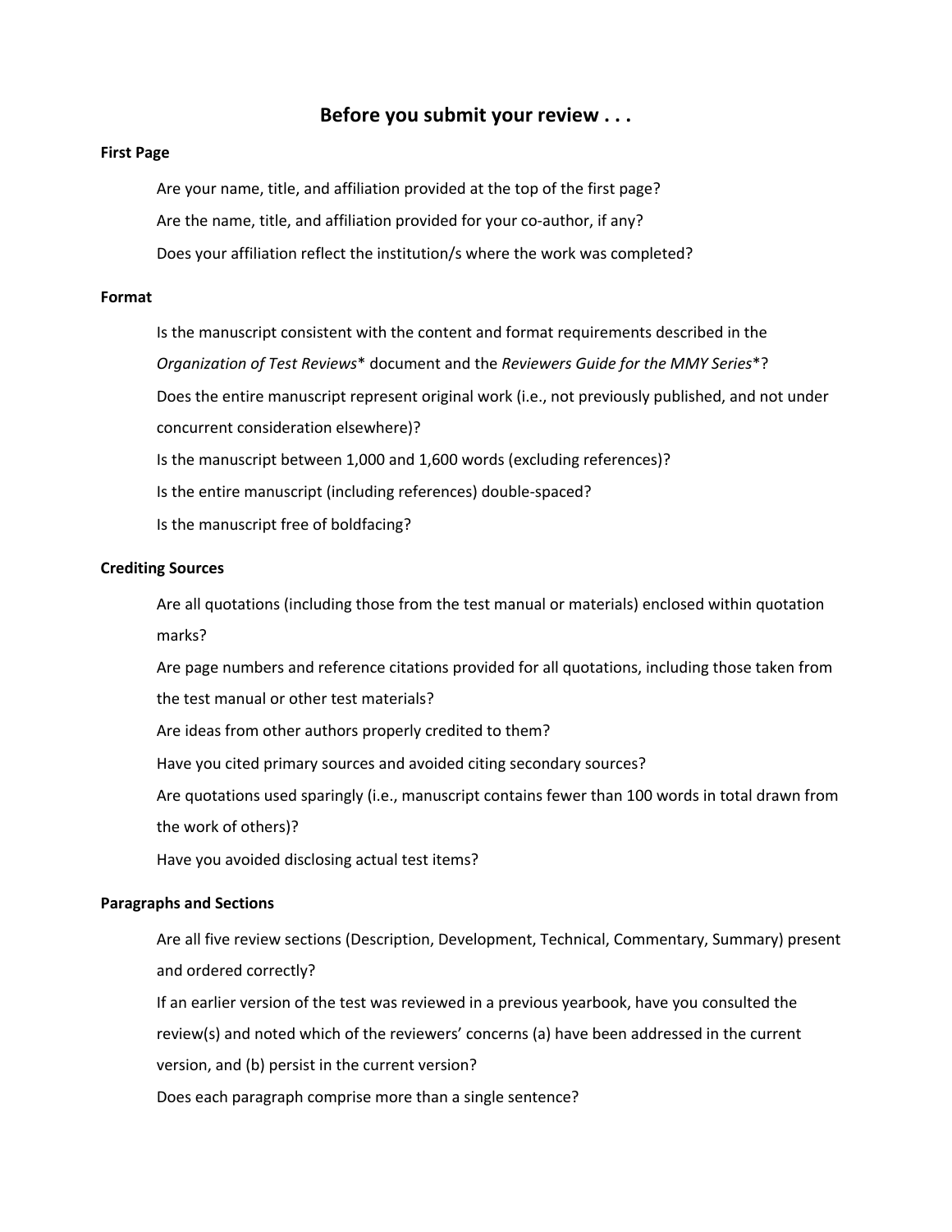# Before you submit your review . . .

### First Page

Are your name, title, and affiliation provided at the top of the first page?

Are the name, title, and affiliation provided for your co-author, if any?

Does your affiliation reflect the institution/s where the work was completed?

### Format

Is the manuscript consistent with the content and format requirements described in the *Organization of Test Reviews*\* document and the *Reviewers Guide for the MMY Series*\*?

Does the entire manuscript represent original work (i.e., not previously published, and not under concurrent consideration elsewhere)?

Is the manuscript between 1,000 and 1,600 words (excluding references)?

Is the entire manuscript (including references) double-spaced?

Is the manuscript free of boldfacing?

### Crediting Sources

Are all quotations (including those from the test manual or materials) enclosed within quotation marks?

Are page numbers and reference citations provided for all quotations, including those taken from the test manual or other test materials?

Are ideas from other authors properly credited to them?

Have you cited primary sources and avoided citing secondary sources?

Are quotations used sparingly (i.e., manuscript contains fewer than 100 words in total drawn from the work of others)?

Have you avoided disclosing actual test items?

### Paragraphs and Sections

Are all five review sections (Description, Development, Technical, Commentary, Summary) present and ordered correctly?

If an earlier version of the test was reviewed in a previous yearbook, have you consulted the review(s) and noted which of the reviewers' concerns (a) have been addressed in the current version, and (b) persist in the current version?

Does each paragraph comprise more than a single sentence?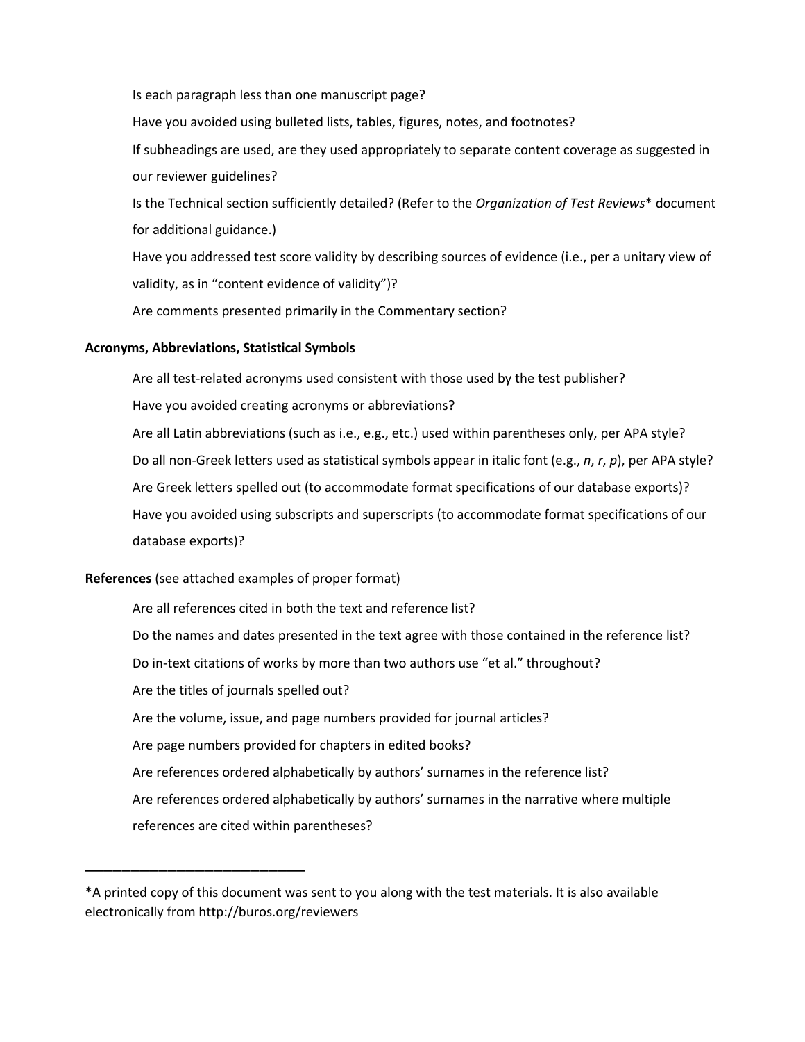Is each paragraph less than one manuscript page?

Have you avoided using bulleted lists, tables, figures, notes, and footnotes?

If subheadings are used, are they used appropriately to separate content coverage as suggested in our reviewer guidelines?

Is the Technical section sufficiently detailed? (Refer to the *Organization of Test Reviews** document for additional guidance.)

Have you addressed test score validity by describing sources of evidence (i.e., per a unitary view of validity, as in "content evidence of validity")?

Are comments presented primarily in the Commentary section?

**Acronyms, Abbreviations, Statistical Symbols**

Are all test-related acronyms used consistent with those used by the test publisher?

Have you avoided creating acronyms or abbreviations?

Are all Latin abbreviations (such as i.e., e.g., etc.) used within parentheses only, per APA style?

Do all non-Greek letters used as statistical symbols appear in italic font (e.g., *n*, *r*, *p*), per APA style?

Are Greek letters spelled out (to accommodate format specifications of our database exports)?

Have you avoided using subscripts and superscripts (to accommodate format specifications of our database exports)?

**References** (see attached examples of proper format)

Are all references cited in both the text and reference list?

Do the names and dates presented in the text agree with those contained in the reference list?

Do in-text citations of works by more than two authors use "et al." throughout?

Are the titles of journals spelled out?

Are the volume, issue, and page numbers provided for journal articles?

Are page numbers provided for chapters in edited books?

Are references ordered alphabetically by authors' surnames in the reference list?

Are references ordered alphabetically by authors' surnames in the narrative where multiple references are cited within parentheses?

---

*A printed copy of this document was sent to you along with the test materials. It is also available electronically from http://buros.org/reviewers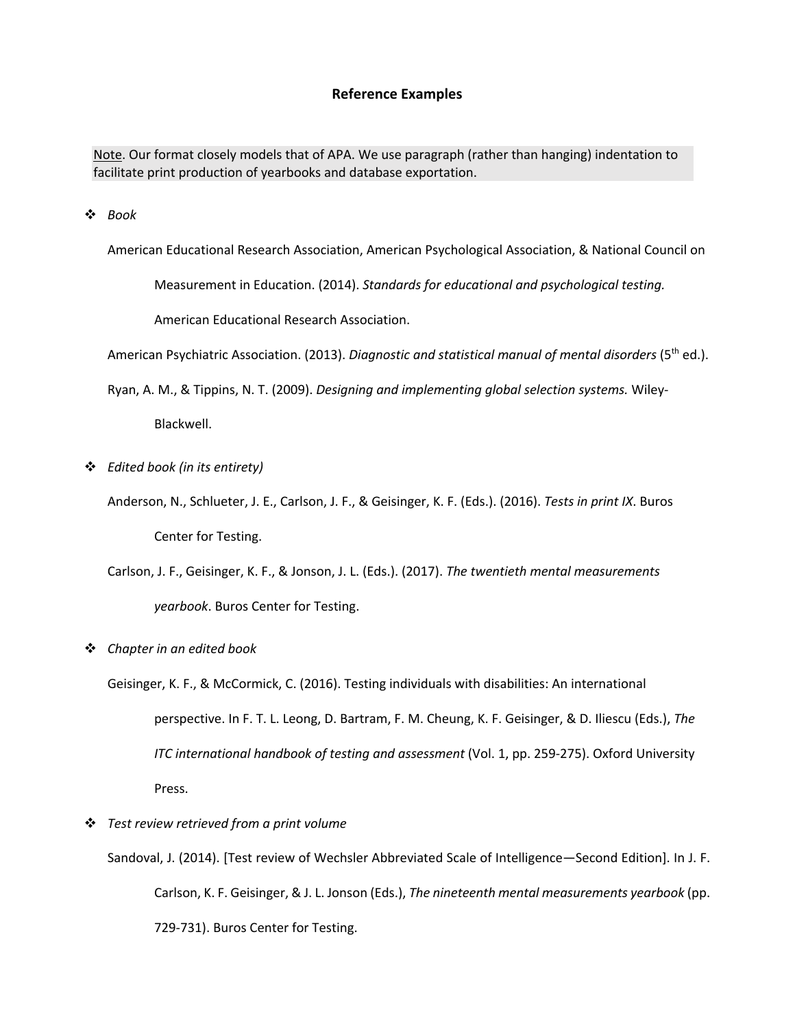# Reference Examples

Note. Our format closely models that of APA. We use paragraph (rather than hanging) indentation to facilitate print production of yearbooks and database exportation.

- *Book*

  American Educational Research Association, American Psychological Association, & National Council on Measurement in Education. (2014). *Standards for educational and psychological testing.* American Educational Research Association.

  American Psychiatric Association. (2013). *Diagnostic and statistical manual of mental disorders* (5th ed.).

  Ryan, A. M., & Tippins, N. T. (2009). *Designing and implementing global selection systems.* Wiley-Blackwell.

- *Edited book (in its entirety)*

  Anderson, N., Schlueter, J. E., Carlson, J. F., & Geisinger, K. F. (Eds.). (2016). *Tests in print IX*. Buros Center for Testing.

  Carlson, J. F., Geisinger, K. F., & Jonson, J. L. (Eds.). (2017). *The twentieth mental measurements yearbook*. Buros Center for Testing.

- *Chapter in an edited book*

  Geisinger, K. F., & McCormick, C. (2016). Testing individuals with disabilities: An international perspective. In F. T. L. Leong, D. Bartram, F. M. Cheung, K. F. Geisinger, & D. Iliescu (Eds.), *The ITC international handbook of testing and assessment* (Vol. 1, pp. 259-275). Oxford University Press.

- *Test review retrieved from a print volume*

  Sandoval, J. (2014). [Test review of Wechsler Abbreviated Scale of Intelligence—Second Edition]. In J. F. Carlson, K. F. Geisinger, & J. L. Jonson (Eds.), *The nineteenth mental measurements yearbook* (pp. 729-731). Buros Center for Testing.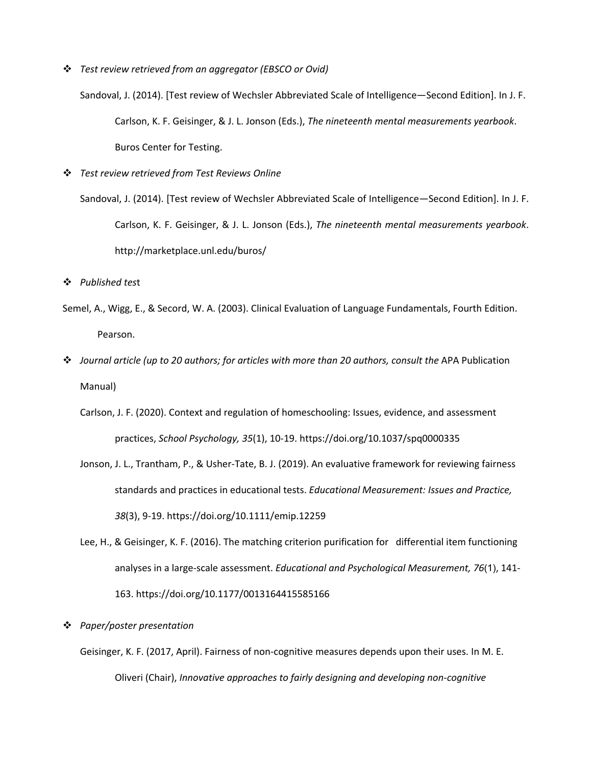- *Test review retrieved from an aggregator (EBSCO or Ovid)*

  Sandoval, J. (2014). [Test review of Wechsler Abbreviated Scale of Intelligence—Second Edition]. In J. F. Carlson, K. F. Geisinger, & J. L. Jonson (Eds.), *The nineteenth mental measurements yearbook*. Buros Center for Testing.

- *Test review retrieved from Test Reviews Online*

  Sandoval, J. (2014). [Test review of Wechsler Abbreviated Scale of Intelligence—Second Edition]. In J. F. Carlson, K. F. Geisinger, & J. L. Jonson (Eds.), *The nineteenth mental measurements yearbook*. http://marketplace.unl.edu/buros/

- *Published tes*t

Semel, A., Wigg, E., & Secord, W. A. (2003). Clinical Evaluation of Language Fundamentals, Fourth Edition. Pearson.

- *Journal article (up to 20 authors; for articles with more than 20 authors, consult the* APA Publication Manual)

  Carlson, J. F. (2020). Context and regulation of homeschooling: Issues, evidence, and assessment practices, *School Psychology, 35*(1), 10-19. https://doi.org/10.1037/spq0000335

  Jonson, J. L., Trantham, P., & Usher-Tate, B. J. (2019). An evaluative framework for reviewing fairness standards and practices in educational tests. *Educational Measurement: Issues and Practice, 38*(3), 9-19. https://doi.org/10.1111/emip.12259

  Lee, H., & Geisinger, K. F. (2016). The matching criterion purification for differential item functioning analyses in a large-scale assessment. *Educational and Psychological Measurement, 76*(1), 141-163. https://doi.org/10.1177/0013164415585166

- *Paper/poster presentation*

  Geisinger, K. F. (2017, April). Fairness of non-cognitive measures depends upon their uses. In M. E. Oliveri (Chair), *Innovative approaches to fairly designing and developing non-cognitive*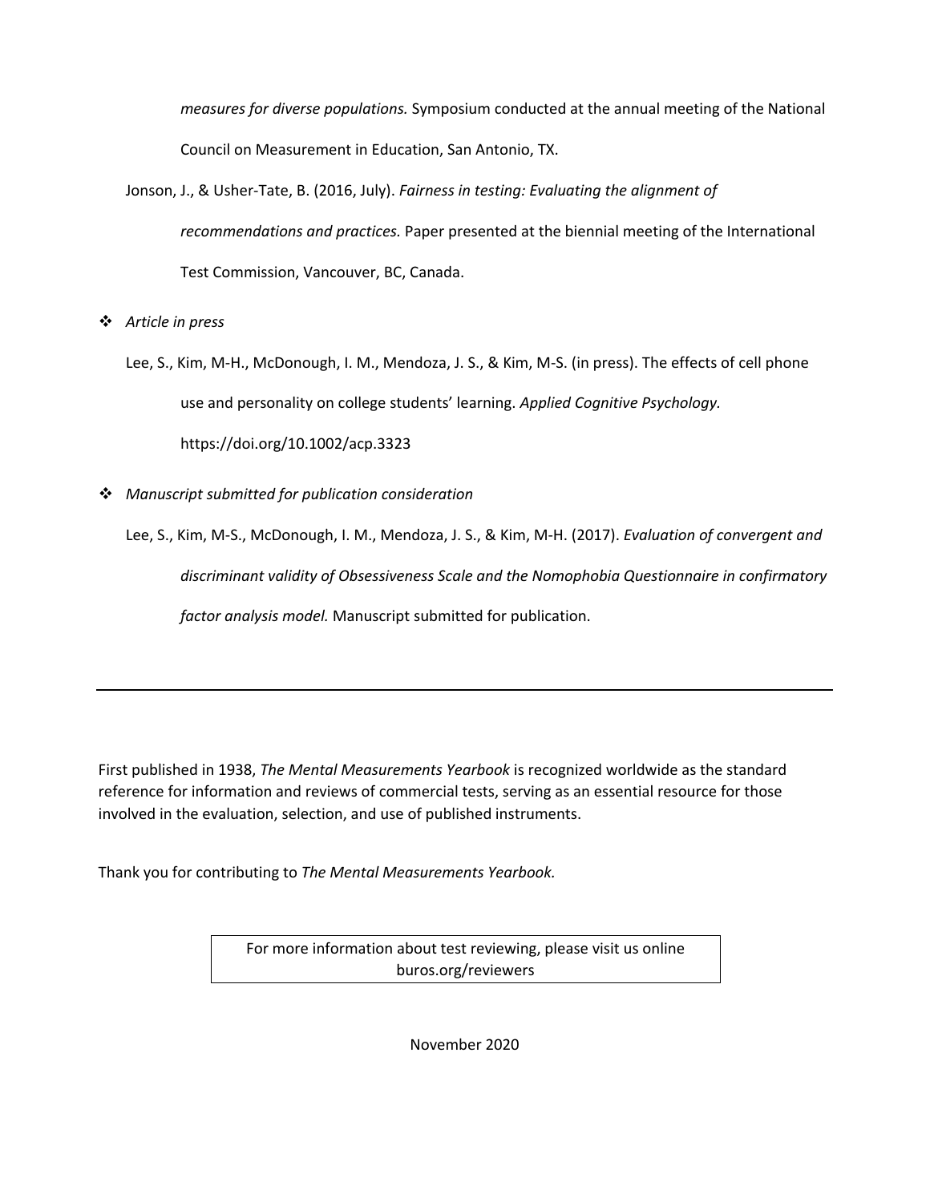*measures for diverse populations.* Symposium conducted at the annual meeting of the National Council on Measurement in Education, San Antonio, TX.

Jonson, J., & Usher-Tate, B. (2016, July). *Fairness in testing: Evaluating the alignment of recommendations and practices.* Paper presented at the biennial meeting of the International Test Commission, Vancouver, BC, Canada.

- *Article in press*

Lee, S., Kim, M-H., McDonough, I. M., Mendoza, J. S., & Kim, M-S. (in press). The effects of cell phone use and personality on college students' learning. *Applied Cognitive Psychology.* https://doi.org/10.1002/acp.3323

- *Manuscript submitted for publication consideration*

Lee, S., Kim, M-S., McDonough, I. M., Mendoza, J. S., & Kim, M-H. (2017). *Evaluation of convergent and discriminant validity of Obsessiveness Scale and the Nomophobia Questionnaire in confirmatory factor analysis model.* Manuscript submitted for publication.

---

First published in 1938, *The Mental Measurements Yearbook* is recognized worldwide as the standard reference for information and reviews of commercial tests, serving as an essential resource for those involved in the evaluation, selection, and use of published instruments.

Thank you for contributing to *The Mental Measurements Yearbook.*

For more information about test reviewing, please visit us online buros.org/reviewers

November 2020